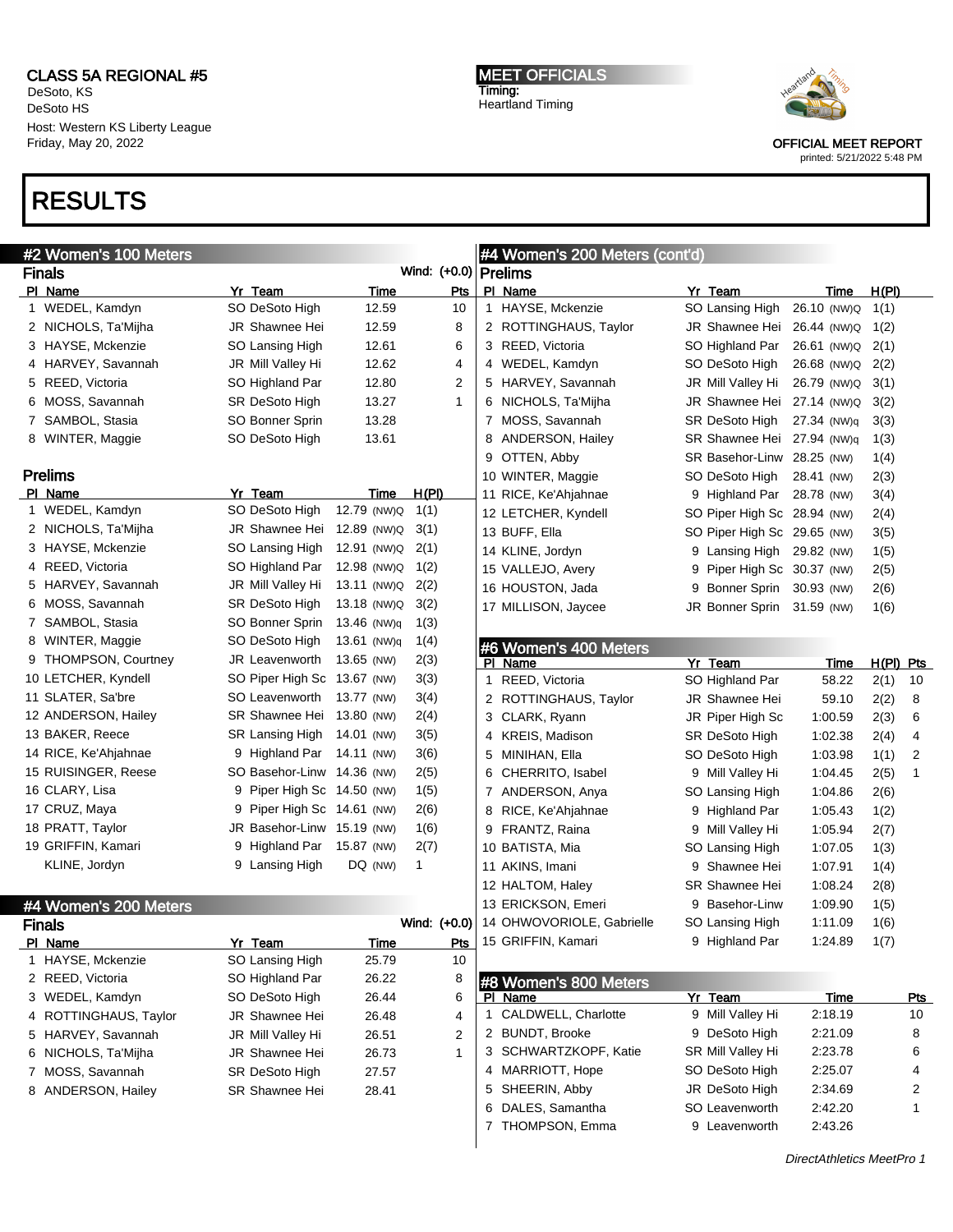CLASS 5A REGIONAL #5
DeSoto, KS
DeSoto HS
Host: Western KS Liberty League
Friday, May 20, 2022

MEET OFFICIALS
Timing:
Heartland Timing

OFFICIAL MEET REPORT
printed: 5/21/2022 5:48 PM

# RESULTS

## #2 Women's 100 Meters

### Finals

Wind: (+0.0)

| Pl | Name | Yr | Team | Time | Pts |
|---|---|---|---|---|---|
| 1 | WEDEL, Kamdyn | SO | DeSoto High | 12.59 | 10 |
| 2 | NICHOLS, Ta'Mijha | JR | Shawnee Hei | 12.59 | 8 |
| 3 | HAYSE, Mckenzie | SO | Lansing High | 12.61 | 6 |
| 4 | HARVEY, Savannah | JR | Mill Valley Hi | 12.62 | 4 |
| 5 | REED, Victoria | SO | Highland Par | 12.80 | 2 |
| 6 | MOSS, Savannah | SR | DeSoto High | 13.27 | 1 |
| 7 | SAMBOL, Stasia | SO | Bonner Sprin | 13.28 | |
| 8 | WINTER, Maggie | SO | DeSoto High | 13.61 | |

### Prelims

| Pl | Name | Yr | Team | Time | H(Pl) |
|---|---|---|---|---|---|
| 1 | WEDEL, Kamdyn | SO | DeSoto High | 12.79 (NW)Q | 1(1) |
| 2 | NICHOLS, Ta'Mijha | JR | Shawnee Hei | 12.89 (NW)Q | 3(1) |
| 3 | HAYSE, Mckenzie | SO | Lansing High | 12.91 (NW)Q | 2(1) |
| 4 | REED, Victoria | SO | Highland Par | 12.98 (NW)Q | 1(2) |
| 5 | HARVEY, Savannah | JR | Mill Valley Hi | 13.11 (NW)Q | 2(2) |
| 6 | MOSS, Savannah | SR | DeSoto High | 13.18 (NW)Q | 3(2) |
| 7 | SAMBOL, Stasia | SO | Bonner Sprin | 13.46 (NW)q | 1(3) |
| 8 | WINTER, Maggie | SO | DeSoto High | 13.61 (NW)q | 1(4) |
| 9 | THOMPSON, Courtney | JR | Leavenworth | 13.65 (NW) | 2(3) |
| 10 | LETCHER, Kyndell | SO | Piper High Sc | 13.67 (NW) | 3(3) |
| 11 | SLATER, Sa'bre | SO | Leavenworth | 13.77 (NW) | 3(4) |
| 12 | ANDERSON, Hailey | SR | Shawnee Hei | 13.80 (NW) | 2(4) |
| 13 | BAKER, Reece | SR | Lansing High | 14.01 (NW) | 3(5) |
| 14 | RICE, Ke'Ahjahnae | 9 | Highland Par | 14.11 (NW) | 3(6) |
| 15 | RUISINGER, Reese | SO | Basehor-Linw | 14.36 (NW) | 2(5) |
| 16 | CLARY, Lisa | 9 | Piper High Sc | 14.50 (NW) | 1(5) |
| 17 | CRUZ, Maya | 9 | Piper High Sc | 14.61 (NW) | 2(6) |
| 18 | PRATT, Taylor | JR | Basehor-Linw | 15.19 (NW) | 1(6) |
| 19 | GRIFFIN, Kamari | 9 | Highland Par | 15.87 (NW) | 2(7) |
| | KLINE, Jordyn | 9 | Lansing High | DQ (NW) | 1 |

## #4 Women's 200 Meters

### Finals

Wind: (+0.0)

| Pl | Name | Yr | Team | Time | Pts |
|---|---|---|---|---|---|
| 1 | HAYSE, Mckenzie | SO | Lansing High | 25.79 | 10 |
| 2 | REED, Victoria | SO | Highland Par | 26.22 | 8 |
| 3 | WEDEL, Kamdyn | SO | DeSoto High | 26.44 | 6 |
| 4 | ROTTINGHAUS, Taylor | JR | Shawnee Hei | 26.48 | 4 |
| 5 | HARVEY, Savannah | JR | Mill Valley Hi | 26.51 | 2 |
| 6 | NICHOLS, Ta'Mijha | JR | Shawnee Hei | 26.73 | 1 |
| 7 | MOSS, Savannah | SR | DeSoto High | 27.57 | |
| 8 | ANDERSON, Hailey | SR | Shawnee Hei | 28.41 | |

## #4 Women's 200 Meters (cont'd)

### Prelims

| Pl | Name | Yr | Team | Time | H(Pl) |
|---|---|---|---|---|---|
| 1 | HAYSE, Mckenzie | SO | Lansing High | 26.10 (NW)Q | 1(1) |
| 2 | ROTTINGHAUS, Taylor | JR | Shawnee Hei | 26.44 (NW)Q | 1(2) |
| 3 | REED, Victoria | SO | Highland Par | 26.61 (NW)Q | 2(1) |
| 4 | WEDEL, Kamdyn | SO | DeSoto High | 26.68 (NW)Q | 2(2) |
| 5 | HARVEY, Savannah | JR | Mill Valley Hi | 26.79 (NW)Q | 3(1) |
| 6 | NICHOLS, Ta'Mijha | JR | Shawnee Hei | 27.14 (NW)Q | 3(2) |
| 7 | MOSS, Savannah | SR | DeSoto High | 27.34 (NW)q | 3(3) |
| 8 | ANDERSON, Hailey | SR | Shawnee Hei | 27.94 (NW)q | 1(3) |
| 9 | OTTEN, Abby | SR | Basehor-Linw | 28.25 (NW) | 1(4) |
| 10 | WINTER, Maggie | SO | DeSoto High | 28.41 (NW) | 2(3) |
| 11 | RICE, Ke'Ahjahnae | 9 | Highland Par | 28.78 (NW) | 3(4) |
| 12 | LETCHER, Kyndell | SO | Piper High Sc | 28.94 (NW) | 2(4) |
| 13 | BUFF, Ella | SO | Piper High Sc | 29.65 (NW) | 3(5) |
| 14 | KLINE, Jordyn | 9 | Lansing High | 29.82 (NW) | 1(5) |
| 15 | VALLEJO, Avery | 9 | Piper High Sc | 30.37 (NW) | 2(5) |
| 16 | HOUSTON, Jada | 9 | Bonner Sprin | 30.93 (NW) | 2(6) |
| 17 | MILLISON, Jaycee | JR | Bonner Sprin | 31.59 (NW) | 1(6) |

## #6 Women's 400 Meters

| Pl | Name | Yr | Team | Time | H(Pl) | Pts |
|---|---|---|---|---|---|---|
| 1 | REED, Victoria | SO | Highland Par | 58.22 | 2(1) | 10 |
| 2 | ROTTINGHAUS, Taylor | JR | Shawnee Hei | 59.10 | 2(2) | 8 |
| 3 | CLARK, Ryann | JR | Piper High Sc | 1:00.59 | 2(3) | 6 |
| 4 | KREIS, Madison | SR | DeSoto High | 1:02.38 | 2(4) | 4 |
| 5 | MINIHAN, Ella | SO | DeSoto High | 1:03.98 | 1(1) | 2 |
| 6 | CHERRITO, Isabel | 9 | Mill Valley Hi | 1:04.45 | 2(5) | 1 |
| 7 | ANDERSON, Anya | SO | Lansing High | 1:04.86 | 2(6) | |
| 8 | RICE, Ke'Ahjahnae | 9 | Highland Par | 1:05.43 | 1(2) | |
| 9 | FRANTZ, Raina | 9 | Mill Valley Hi | 1:05.94 | 2(7) | |
| 10 | BATISTA, Mia | SO | Lansing High | 1:07.05 | 1(3) | |
| 11 | AKINS, Imani | 9 | Shawnee Hei | 1:07.91 | 1(4) | |
| 12 | HALTOM, Haley | SR | Shawnee Hei | 1:08.24 | 2(8) | |
| 13 | ERICKSON, Emeri | 9 | Basehor-Linw | 1:09.90 | 1(5) | |
| 14 | OHWOVORIOLE, Gabrielle | SO | Lansing High | 1:11.09 | 1(6) | |
| 15 | GRIFFIN, Kamari | 9 | Highland Par | 1:24.89 | 1(7) | |

## #8 Women's 800 Meters

| Pl | Name | Yr | Team | Time | Pts |
|---|---|---|---|---|---|
| 1 | CALDWELL, Charlotte | 9 | Mill Valley Hi | 2:18.19 | 10 |
| 2 | BUNDT, Brooke | 9 | DeSoto High | 2:21.09 | 8 |
| 3 | SCHWARTZKOPF, Katie | SR | Mill Valley Hi | 2:23.78 | 6 |
| 4 | MARRIOTT, Hope | SO | DeSoto High | 2:25.07 | 4 |
| 5 | SHEERIN, Abby | JR | DeSoto High | 2:34.69 | 2 |
| 6 | DALES, Samantha | SO | Leavenworth | 2:42.20 | 1 |
| 7 | THOMPSON, Emma | 9 | Leavenworth | 2:43.26 | |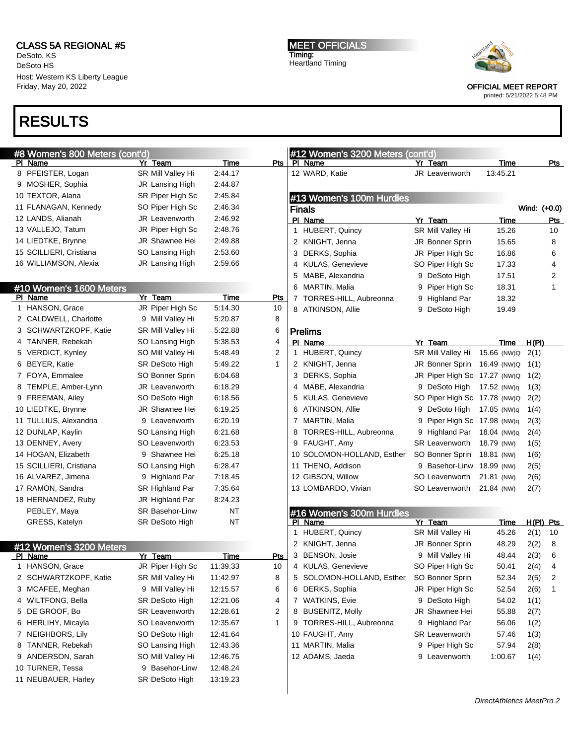# RESULTS

## #8 Women's 800 Meters (cont'd)

| Pl | Name | Yr | Team | Time | Pts |
|---|---|---|---|---|---|
| 8 | PFEISTER, Logan | SR | Mill Valley Hi | 2:44.17 | |
| 9 | MOSHER, Sophia | JR | Lansing High | 2:44.87 | |
| 10 | TEXTOR, Alana | SR | Piper High Sc | 2:45.84 | |
| 11 | FLANAGAN, Kennedy | SO | Piper High Sc | 2:46.34 | |
| 12 | LANDS, Alianah | JR | Leavenworth | 2:46.92 | |
| 13 | VALLEJO, Tatum | JR | Piper High Sc | 2:48.76 | |
| 14 | LIEDTKE, Brynne | JR | Shawnee Hei | 2:49.88 | |
| 15 | SCILLIERI, Cristiana | SO | Lansing High | 2:53.60 | |
| 16 | WILLIAMSON, Alexia | JR | Lansing High | 2:59.66 | |

## #10 Women's 1600 Meters

| Pl | Name | Yr | Team | Time | Pts |
|---|---|---|---|---|---|
| 1 | HANSON, Grace | JR | Piper High Sc | 5:14.30 | 10 |
| 2 | CALDWELL, Charlotte | 9 | Mill Valley Hi | 5:20.87 | 8 |
| 3 | SCHWARTZKOPF, Katie | SR | Mill Valley Hi | 5:22.88 | 6 |
| 4 | TANNER, Rebekah | SO | Lansing High | 5:38.53 | 4 |
| 5 | VERDICT, Kynley | SO | Mill Valley Hi | 5:48.49 | 2 |
| 6 | BEYER, Katie | SR | DeSoto High | 5:49.22 | 1 |
| 7 | FOYA, Emmalee | SO | Bonner Sprin | 6:04.68 | |
| 8 | TEMPLE, Amber-Lynn | JR | Leavenworth | 6:18.29 | |
| 9 | FREEMAN, Ailey | SO | DeSoto High | 6:18.56 | |
| 10 | LIEDTKE, Brynne | JR | Shawnee Hei | 6:19.25 | |
| 11 | TULLIUS, Alexandria | 9 | Leavenworth | 6:20.19 | |
| 12 | DUNLAP, Kaylin | SO | Lansing High | 6:21.68 | |
| 13 | DENNEY, Avery | SO | Leavenworth | 6:23.53 | |
| 14 | HOGAN, Elizabeth | 9 | Shawnee Hei | 6:25.18 | |
| 15 | SCILLIERI, Cristiana | SO | Lansing High | 6:28.47 | |
| 16 | ALVAREZ, Jimena | 9 | Highland Par | 7:18.45 | |
| 17 | RAMON, Sandra | SR | Highland Par | 7:35.64 | |
| 18 | HERNANDEZ, Ruby | JR | Highland Par | 8:24.23 | |
| | PEBLEY, Maya | SR | Basehor-Linw | NT | |
| | GRESS, Katelyn | SR | DeSoto High | NT | |

## #12 Women's 3200 Meters

| Pl | Name | Yr | Team | Time | Pts |
|---|---|---|---|---|---|
| 1 | HANSON, Grace | JR | Piper High Sc | 11:39.33 | 10 |
| 2 | SCHWARTZKOPF, Katie | SR | Mill Valley Hi | 11:42.97 | 8 |
| 3 | MCAFEE, Meghan | 9 | Mill Valley Hi | 12:15.57 | 6 |
| 4 | WILTFONG, Bella | SR | DeSoto High | 12:21.06 | 4 |
| 5 | DE GROOF, Bo | SR | Leavenworth | 12:28.61 | 2 |
| 6 | HERLIHY, Micayla | SO | Leavenworth | 12:35.67 | 1 |
| 7 | NEIGHBORS, Lily | SO | DeSoto High | 12:41.64 | |
| 8 | TANNER, Rebekah | SO | Lansing High | 12:43.36 | |
| 9 | ANDERSON, Sarah | SO | Mill Valley Hi | 12:46.75 | |
| 10 | TURNER, Tessa | 9 | Basehor-Linw | 12:48.24 | |
| 11 | NEUBAUER, Harley | SR | DeSoto High | 13:19.23 | |
| 12 | WARD, Katie | JR | Leavenworth | 13:45.21 | |

## #13 Women's 100m Hurdles

### Finals

Wind: (+0.0)

| Pl | Name | Yr | Team | Time | Pts |
|---|---|---|---|---|---|
| 1 | HUBERT, Quincy | SR | Mill Valley Hi | 15.26 | 10 |
| 2 | KNIGHT, Jenna | JR | Bonner Sprin | 15.65 | 8 |
| 3 | DERKS, Sophia | JR | Piper High Sc | 16.86 | 6 |
| 4 | KULAS, Genevieve | SO | Piper High Sc | 17.33 | 4 |
| 5 | MABE, Alexandria | 9 | DeSoto High | 17.51 | 2 |
| 6 | MARTIN, Malia | 9 | Piper High Sc | 18.31 | 1 |
| 7 | TORRES-HILL, Aubreonna | 9 | Highland Par | 18.32 | |
| 8 | ATKINSON, Allie | 9 | DeSoto High | 19.49 | |

### Prelims

| Pl | Name | Yr | Team | Time | H(Pl) |
|---|---|---|---|---|---|
| 1 | HUBERT, Quincy | SR | Mill Valley Hi | 15.66 (NW)Q | 2(1) |
| 2 | KNIGHT, Jenna | JR | Bonner Sprin | 16.49 (NW)Q | 1(1) |
| 3 | DERKS, Sophia | JR | Piper High Sc | 17.27 (NW)Q | 1(2) |
| 4 | MABE, Alexandria | 9 | DeSoto High | 17.52 (NW)q | 1(3) |
| 5 | KULAS, Genevieve | SO | Piper High Sc | 17.78 (NW)Q | 2(2) |
| 6 | ATKINSON, Allie | 9 | DeSoto High | 17.85 (NW)q | 1(4) |
| 7 | MARTIN, Malia | 9 | Piper High Sc | 17.98 (NW)Q | 2(3) |
| 8 | TORRES-HILL, Aubreonna | 9 | Highland Par | 18.04 (NW)q | 2(4) |
| 9 | FAUGHT, Amy | SR | Leavenworth | 18.79 (NW) | 1(5) |
| 10 | SOLOMON-HOLLAND, Esther | SO | Bonner Sprin | 18.81 (NW) | 1(6) |
| 11 | THENO, Addison | 9 | Basehor-Linw | 18.99 (NW) | 2(5) |
| 12 | GIBSON, Willow | SO | Leavenworth | 21.81 (NW) | 2(6) |
| 13 | LOMBARDO, Vivian | SO | Leavenworth | 21.84 (NW) | 2(7) |

## #16 Women's 300m Hurdles

| Pl | Name | Yr | Team | Time | H(Pl) | Pts |
|---|---|---|---|---|---|---|
| 1 | HUBERT, Quincy | SR | Mill Valley Hi | 45.26 | 2(1) | 10 |
| 2 | KNIGHT, Jenna | JR | Bonner Sprin | 48.29 | 2(2) | 8 |
| 3 | BENSON, Josie | 9 | Mill Valley Hi | 48.44 | 2(3) | 6 |
| 4 | KULAS, Genevieve | SO | Piper High Sc | 50.41 | 2(4) | 4 |
| 5 | SOLOMON-HOLLAND, Esther | SO | Bonner Sprin | 52.34 | 2(5) | 2 |
| 6 | DERKS, Sophia | JR | Piper High Sc | 52.54 | 2(6) | 1 |
| 7 | WATKINS, Evie | 9 | DeSoto High | 54.02 | 1(1) | |
| 8 | BUSENITZ, Molly | JR | Shawnee Hei | 55.88 | 2(7) | |
| 9 | TORRES-HILL, Aubreonna | 9 | Highland Par | 56.06 | 1(2) | |
| 10 | FAUGHT, Amy | SR | Leavenworth | 57.46 | 1(3) | |
| 11 | MARTIN, Malia | 9 | Piper High Sc | 57.94 | 2(8) | |
| 12 | ADAMS, Jaeda | 9 | Leavenworth | 1:00.67 | 1(4) | |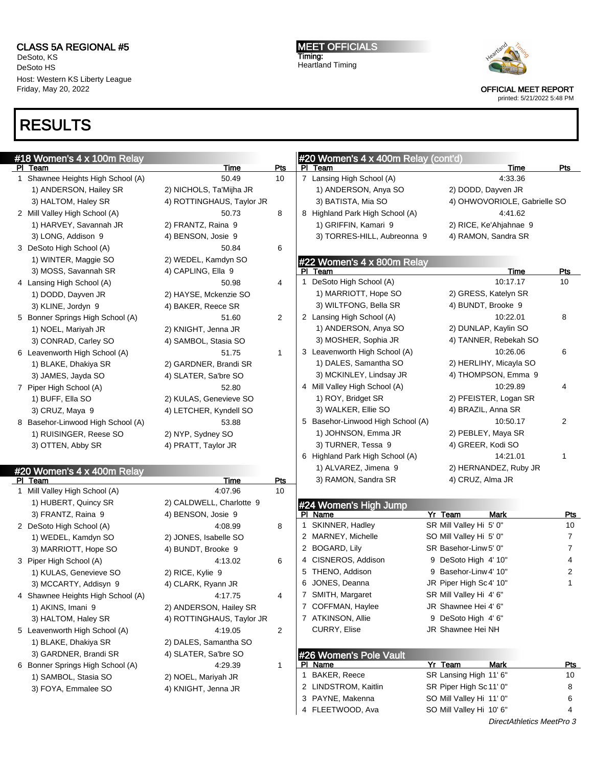# CLASS 5A REGIONAL #5

DeSoto, KS
DeSoto HS
Host: Western KS Liberty League
Friday, May 20, 2022

**MEET OFFICIALS**
Timing:
Heartland Timing

OFFICIAL MEET REPORT
printed: 5/21/2022 5:48 PM

# RESULTS

## #18 Women's 4 x 100m Relay

| Pl | Team | Time | Pts |
|---|---|---|---|
| 1 | Shawnee Heights High School (A) | 50.49 | 10 |
| | 1) ANDERSON, Hailey SR; 2) NICHOLS, Ta'Mijha JR; 3) HALTOM, Haley SR; 4) ROTTINGHAUS, Taylor JR | | |
| 2 | Mill Valley High School (A) | 50.73 | 8 |
| | 1) HARVEY, Savannah JR; 2) FRANTZ, Raina 9; 3) LONG, Addison 9; 4) BENSON, Josie 9 | | |
| 3 | DeSoto High School (A) | 50.84 | 6 |
| | 1) WINTER, Maggie SO; 2) WEDEL, Kamdyn SO; 3) MOSS, Savannah SR; 4) CAPLING, Ella 9 | | |
| 4 | Lansing High School (A) | 50.98 | 4 |
| | 1) DODD, Dayven JR; 2) HAYSE, Mckenzie SO; 3) KLINE, Jordyn 9; 4) BAKER, Reece SR | | |
| 5 | Bonner Springs High School (A) | 51.60 | 2 |
| | 1) NOEL, Mariyah JR; 2) KNIGHT, Jenna JR; 3) CONRAD, Carley SO; 4) SAMBOL, Stasia SO | | |
| 6 | Leavenworth High School (A) | 51.75 | 1 |
| | 1) BLAKE, Dhakiya SR; 2) GARDNER, Brandi SR; 3) JAMES, Jayda SO; 4) SLATER, Sa'bre SO | | |
| 7 | Piper High School (A) | 52.80 | |
| | 1) BUFF, Ella SO; 2) KULAS, Genevieve SO; 3) CRUZ, Maya 9; 4) LETCHER, Kyndell SO | | |
| 8 | Basehor-Linwood High School (A) | 53.88 | |
| | 1) RUISINGER, Reese SO; 2) NYP, Sydney SO; 3) OTTEN, Abby SR; 4) PRATT, Taylor JR | | |

## #20 Women's 4 x 400m Relay

| Pl | Team | Time | Pts |
|---|---|---|---|
| 1 | Mill Valley High School (A) | 4:07.96 | 10 |
| | 1) HUBERT, Quincy SR; 2) CALDWELL, Charlotte 9; 3) FRANTZ, Raina 9; 4) BENSON, Josie 9 | | |
| 2 | DeSoto High School (A) | 4:08.99 | 8 |
| | 1) WEDEL, Kamdyn SO; 2) JONES, Isabelle SO; 3) MARRIOTT, Hope SO; 4) BUNDT, Brooke 9 | | |
| 3 | Piper High School (A) | 4:13.02 | 6 |
| | 1) KULAS, Genevieve SO; 2) RICE, Kylie 9; 3) MCCARTY, Addisyn 9; 4) CLARK, Ryann JR | | |
| 4 | Shawnee Heights High School (A) | 4:17.75 | 4 |
| | 1) AKINS, Imani 9; 2) ANDERSON, Hailey SR; 3) HALTOM, Haley SR; 4) ROTTINGHAUS, Taylor JR | | |
| 5 | Leavenworth High School (A) | 4:19.05 | 2 |
| | 1) BLAKE, Dhakiya SR; 2) DALES, Samantha SO; 3) GARDNER, Brandi SR; 4) SLATER, Sa'bre SO | | |
| 6 | Bonner Springs High School (A) | 4:29.39 | 1 |
| | 1) SAMBOL, Stasia SO; 2) NOEL, Mariyah JR; 3) FOYA, Emmalee SO; 4) KNIGHT, Jenna JR | | |
| 7 | Lansing High School (A) | 4:33.36 | |
| | 1) ANDERSON, Anya SO; 2) DODD, Dayven JR; 3) BATISTA, Mia SO; 4) OHWOVORIOLE, Gabrielle SO | | |
| 8 | Highland Park High School (A) | 4:41.62 | |
| | 1) GRIFFIN, Kamari 9; 2) RICE, Ke'Ahjahnae 9; 3) TORRES-HILL, Aubreonna 9; 4) RAMON, Sandra SR | | |

## #22 Women's 4 x 800m Relay

| Pl | Team | Time | Pts |
|---|---|---|---|
| 1 | DeSoto High School (A) | 10:17.17 | 10 |
| | 1) MARRIOTT, Hope SO; 2) GRESS, Katelyn SR; 3) WILTFONG, Bella SR; 4) BUNDT, Brooke 9 | | |
| 2 | Lansing High School (A) | 10:22.01 | 8 |
| | 1) ANDERSON, Anya SO; 2) DUNLAP, Kaylin SO; 3) MOSHER, Sophia JR; 4) TANNER, Rebekah SO | | |
| 3 | Leavenworth High School (A) | 10:26.06 | 6 |
| | 1) DALES, Samantha SO; 2) HERLIHY, Micayla SO; 3) MCKINLEY, Lindsay JR; 4) THOMPSON, Emma 9 | | |
| 4 | Mill Valley High School (A) | 10:29.89 | 4 |
| | 1) ROY, Bridget SR; 2) PFEISTER, Logan SR; 3) WALKER, Ellie SO; 4) BRAZIL, Anna SR | | |
| 5 | Basehor-Linwood High School (A) | 10:50.17 | 2 |
| | 1) JOHNSON, Emma JR; 2) PEBLEY, Maya SR; 3) TURNER, Tessa 9; 4) GREER, Kodi SO | | |
| 6 | Highland Park High School (A) | 14:21.01 | 1 |
| | 1) ALVAREZ, Jimena 9; 2) HERNANDEZ, Ruby JR; 3) RAMON, Sandra SR; 4) CRUZ, Alma JR | | |

## #24 Women's High Jump

| Pl | Name | Yr | Team | Mark | Pts |
|---|---|---|---|---|---|
| 1 | SKINNER, Hadley | SR | Mill Valley Hi | 5' 0" | 10 |
| 2 | MARNEY, Michelle | SO | Mill Valley Hi | 5' 0" | 7 |
| 2 | BOGARD, Lily | SR | Basehor-Linw | 5' 0" | 7 |
| 4 | CISNEROS, Addison | 9 | DeSoto High | 4' 10" | 4 |
| 5 | THENO, Addison | 9 | Basehor-Linw | 4' 10" | 2 |
| 6 | JONES, Deanna | JR | Piper High Sc | 4' 10" | 1 |
| 7 | SMITH, Margaret | SR | Mill Valley Hi | 4' 6" | |
| 7 | COFFMAN, Haylee | JR | Shawnee Hei | 4' 6" | |
| 7 | ATKINSON, Allie | 9 | DeSoto High | 4' 6" | |
| | CURRY, Elise | JR | Shawnee Hei | NH | |

## #26 Women's Pole Vault

| Pl | Name | Yr | Team | Mark | Pts |
|---|---|---|---|---|---|
| 1 | BAKER, Reece | SR | Lansing High | 11' 6" | 10 |
| 2 | LINDSTROM, Kaitlin | SR | Piper High Sc | 11' 0" | 8 |
| 3 | PAYNE, Makenna | SO | Mill Valley Hi | 11' 0" | 6 |
| 4 | FLEETWOOD, Ava | SO | Mill Valley Hi | 10' 6" | 4 |

*DirectAthletics MeetPro 3*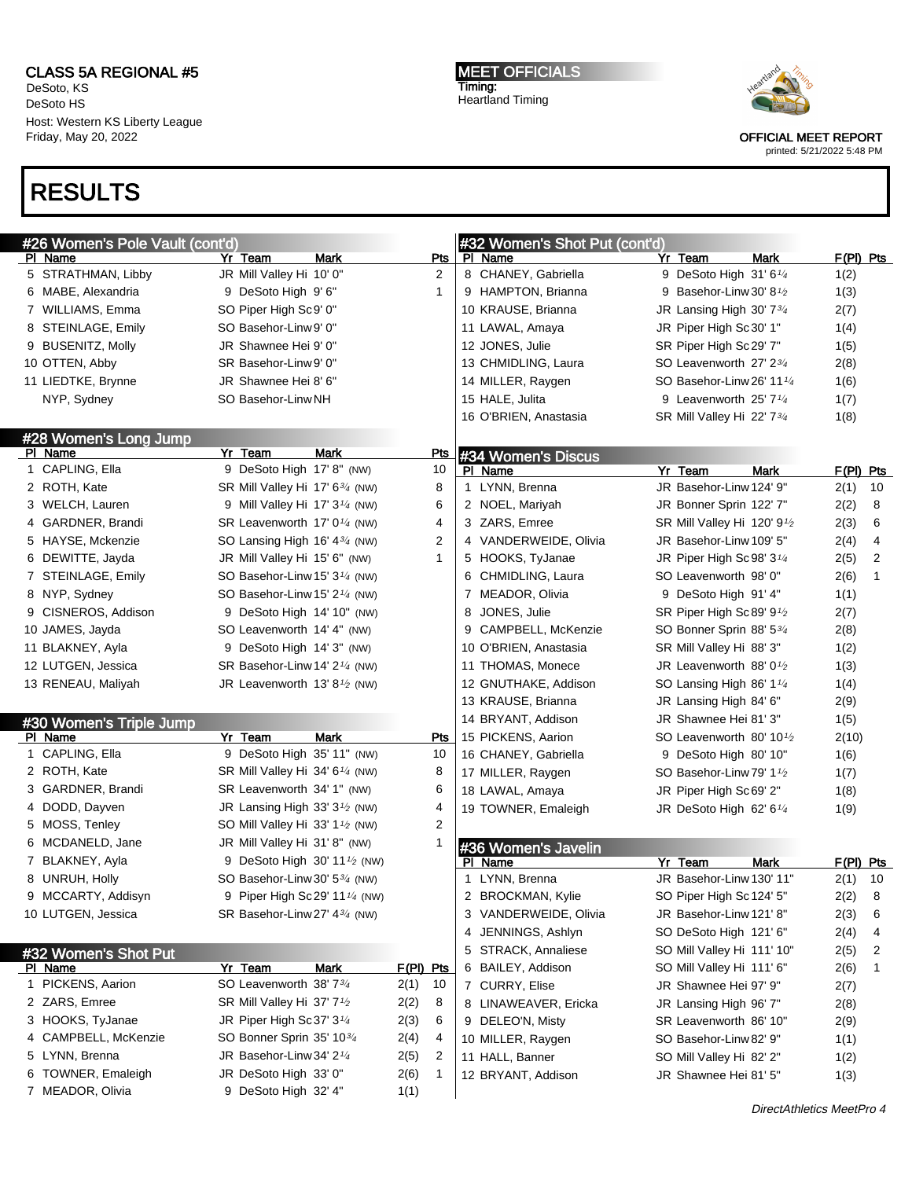CLASS 5A REGIONAL #5
DeSoto, KS
DeSoto HS
Host: Western KS Liberty League
Friday, May 20, 2022

MEET OFFICIALS
Timing:
Heartland Timing

OFFICIAL MEET REPORT
printed: 5/21/2022 5:48 PM

# RESULTS

## #26 Women's Pole Vault (cont'd)

| Pl | Name | Yr | Team | Mark | Pts |
|---|---|---|---|---|---|
| 5 | STRATHMAN, Libby | JR | Mill Valley Hi | 10' 0" | 2 |
| 6 | MABE, Alexandria | 9 | DeSoto High | 9' 6" | 1 |
| 7 | WILLIAMS, Emma | SO | Piper High Sc | 9' 0" | |
| 8 | STEINLAGE, Emily | SO | Basehor-Linw | 9' 0" | |
| 9 | BUSENITZ, Molly | JR | Shawnee Hei | 9' 0" | |
| 10 | OTTEN, Abby | SR | Basehor-Linw | 9' 0" | |
| 11 | LIEDTKE, Brynne | JR | Shawnee Hei | 8' 6" | |
| | NYP, Sydney | SO | Basehor-Linw | NH | |

## #28 Women's Long Jump

| Pl | Name | Yr | Team | Mark | Pts |
|---|---|---|---|---|---|
| 1 | CAPLING, Ella | 9 | DeSoto High | 17' 8" (NW) | 10 |
| 2 | ROTH, Kate | SR | Mill Valley Hi | 17' 6¾ (NW) | 8 |
| 3 | WELCH, Lauren | 9 | Mill Valley Hi | 17' 3¼ (NW) | 6 |
| 4 | GARDNER, Brandi | SR | Leavenworth | 17' 0¼ (NW) | 4 |
| 5 | HAYSE, Mckenzie | SO | Lansing High | 16' 4¾ (NW) | 2 |
| 6 | DEWITTE, Jayda | JR | Mill Valley Hi | 15' 6" (NW) | 1 |
| 7 | STEINLAGE, Emily | SO | Basehor-Linw | 15' 3¼ (NW) | |
| 8 | NYP, Sydney | SO | Basehor-Linw | 15' 2¼ (NW) | |
| 9 | CISNEROS, Addison | 9 | DeSoto High | 14' 10" (NW) | |
| 10 | JAMES, Jayda | SO | Leavenworth | 14' 4" (NW) | |
| 11 | BLAKNEY, Ayla | 9 | DeSoto High | 14' 3" (NW) | |
| 12 | LUTGEN, Jessica | SR | Basehor-Linw | 14' 2¼ (NW) | |
| 13 | RENEAU, Maliyah | JR | Leavenworth | 13' 8½ (NW) | |

## #30 Women's Triple Jump

| Pl | Name | Yr | Team | Mark | Pts |
|---|---|---|---|---|---|
| 1 | CAPLING, Ella | 9 | DeSoto High | 35' 11" (NW) | 10 |
| 2 | ROTH, Kate | SR | Mill Valley Hi | 34' 6¼ (NW) | 8 |
| 3 | GARDNER, Brandi | SR | Leavenworth | 34' 1" (NW) | 6 |
| 4 | DODD, Dayven | JR | Lansing High | 33' 3½ (NW) | 4 |
| 5 | MOSS, Tenley | SO | Mill Valley Hi | 33' 1½ (NW) | 2 |
| 6 | MCDANELD, Jane | JR | Mill Valley Hi | 31' 8" (NW) | 1 |
| 7 | BLAKNEY, Ayla | 9 | DeSoto High | 30' 11½ (NW) | |
| 8 | UNRUH, Holly | SO | Basehor-Linw | 30' 5¾ (NW) | |
| 9 | MCCARTY, Addisyn | 9 | Piper High Sc | 29' 11¼ (NW) | |
| 10 | LUTGEN, Jessica | SR | Basehor-Linw | 27' 4¾ (NW) | |

## #32 Women's Shot Put

| Pl | Name | Yr | Team | Mark | F(Pl) | Pts |
|---|---|---|---|---|---|---|
| 1 | PICKENS, Aarion | SO | Leavenworth | 38' 7¾ | 2(1) | 10 |
| 2 | ZARS, Emree | SR | Mill Valley Hi | 37' 7½ | 2(2) | 8 |
| 3 | HOOKS, TyJanae | JR | Piper High Sc | 37' 3¼ | 2(3) | 6 |
| 4 | CAMPBELL, McKenzie | SO | Bonner Sprin | 35' 10¾ | 2(4) | 4 |
| 5 | LYNN, Brenna | JR | Basehor-Linw | 34' 2¼ | 2(5) | 2 |
| 6 | TOWNER, Emaleigh | JR | DeSoto High | 33' 0" | 2(6) | 1 |
| 7 | MEADOR, Olivia | 9 | DeSoto High | 32' 4" | 1(1) | |

## #32 Women's Shot Put (cont'd)

| Pl | Name | Yr | Team | Mark | F(Pl) | Pts |
|---|---|---|---|---|---|---|
| 8 | CHANEY, Gabriella | 9 | DeSoto High | 31' 6¼ | 1(2) | |
| 9 | HAMPTON, Brianna | 9 | Basehor-Linw | 30' 8½ | 1(3) | |
| 10 | KRAUSE, Brianna | JR | Lansing High | 30' 7¾ | 2(7) | |
| 11 | LAWAL, Amaya | JR | Piper High Sc | 30' 1" | 1(4) | |
| 12 | JONES, Julie | SR | Piper High Sc | 29' 7" | 1(5) | |
| 13 | CHMIDLING, Laura | SO | Leavenworth | 27' 2¾ | 2(8) | |
| 14 | MILLER, Raygen | SO | Basehor-Linw | 26' 11¼ | 1(6) | |
| 15 | HALE, Julita | 9 | Leavenworth | 25' 7¼ | 1(7) | |
| 16 | O'BRIEN, Anastasia | SR | Mill Valley Hi | 22' 7¾ | 1(8) | |

## #34 Women's Discus

| Pl | Name | Yr | Team | Mark | F(Pl) | Pts |
|---|---|---|---|---|---|---|
| 1 | LYNN, Brenna | JR | Basehor-Linw | 124' 9" | 2(1) | 10 |
| 2 | NOEL, Mariyah | JR | Bonner Sprin | 122' 7" | 2(2) | 8 |
| 3 | ZARS, Emree | SR | Mill Valley Hi | 120' 9½ | 2(3) | 6 |
| 4 | VANDERWEIDE, Olivia | JR | Basehor-Linw | 109' 5" | 2(4) | 4 |
| 5 | HOOKS, TyJanae | JR | Piper High Sc | 98' 3¼ | 2(5) | 2 |
| 6 | CHMIDLING, Laura | SO | Leavenworth | 98' 0" | 2(6) | 1 |
| 7 | MEADOR, Olivia | 9 | DeSoto High | 91' 4" | 1(1) | |
| 8 | JONES, Julie | SR | Piper High Sc | 89' 9½ | 2(7) | |
| 9 | CAMPBELL, McKenzie | SO | Bonner Sprin | 88' 5¾ | 2(8) | |
| 10 | O'BRIEN, Anastasia | SR | Mill Valley Hi | 88' 3" | 1(2) | |
| 11 | THOMAS, Monece | JR | Leavenworth | 88' 0½ | 1(3) | |
| 12 | GNUTHAKE, Addison | SO | Lansing High | 86' 1¼ | 1(4) | |
| 13 | KRAUSE, Brianna | JR | Lansing High | 84' 6" | 2(9) | |
| 14 | BRYANT, Addison | JR | Shawnee Hei | 81' 3" | 1(5) | |
| 15 | PICKENS, Aarion | SO | Leavenworth | 80' 10½ | 2(10) | |
| 16 | CHANEY, Gabriella | 9 | DeSoto High | 80' 10" | 1(6) | |
| 17 | MILLER, Raygen | SO | Basehor-Linw | 79' 1½ | 1(7) | |
| 18 | LAWAL, Amaya | JR | Piper High Sc | 69' 2" | 1(8) | |
| 19 | TOWNER, Emaleigh | JR | DeSoto High | 62' 6¼ | 1(9) | |

## #36 Women's Javelin

| Pl | Name | Yr | Team | Mark | F(Pl) | Pts |
|---|---|---|---|---|---|---|
| 1 | LYNN, Brenna | JR | Basehor-Linw | 130' 11" | 2(1) | 10 |
| 2 | BROCKMAN, Kylie | SO | Piper High Sc | 124' 5" | 2(2) | 8 |
| 3 | VANDERWEIDE, Olivia | JR | Basehor-Linw | 121' 8" | 2(3) | 6 |
| 4 | JENNINGS, Ashlyn | SO | DeSoto High | 121' 6" | 2(4) | 4 |
| 5 | STRACK, Annaliese | SO | Mill Valley Hi | 111' 10" | 2(5) | 2 |
| 6 | BAILEY, Addison | SO | Mill Valley Hi | 111' 6" | 2(6) | 1 |
| 7 | CURRY, Elise | JR | Shawnee Hei | 97' 9" | 2(7) | |
| 8 | LINAWEAVER, Ericka | JR | Lansing High | 96' 7" | 2(8) | |
| 9 | DELEO'N, Misty | SR | Leavenworth | 86' 10" | 2(9) | |
| 10 | MILLER, Raygen | SO | Basehor-Linw | 82' 9" | 1(1) | |
| 11 | HALL, Banner | SO | Mill Valley Hi | 82' 2" | 1(2) | |
| 12 | BRYANT, Addison | JR | Shawnee Hei | 81' 5" | 1(3) | |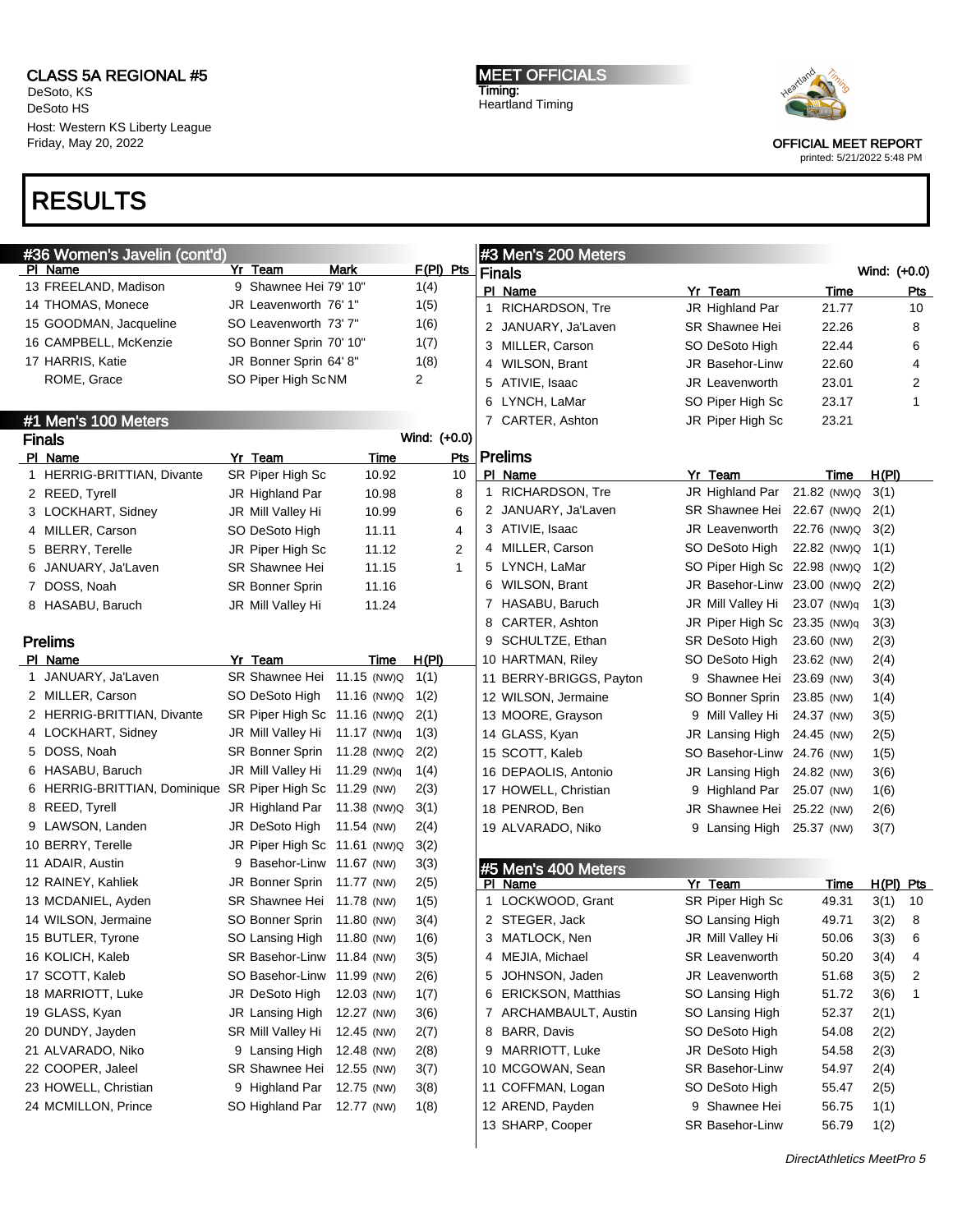# RESULTS

## #36 Women's Javelin (cont'd)

| Pl | Name | Yr | Team | Mark | F(Pl) | Pts |
|---|---|---|---|---|---|---|
| 13 | FREELAND, Madison | 9 | Shawnee Hei | 79' 10" | 1(4) | |
| 14 | THOMAS, Monece | JR | Leavenworth | 76' 1" | 1(5) | |
| 15 | GOODMAN, Jacqueline | SO | Leavenworth | 73' 7" | 1(6) | |
| 16 | CAMPBELL, McKenzie | SO | Bonner Sprin | 70' 10" | 1(7) | |
| 17 | HARRIS, Katie | JR | Bonner Sprin | 64' 8" | 1(8) | |
| | ROME, Grace | SO | Piper High Sc | NM | 2 | |

## #1 Men's 100 Meters

### Finals

Wind: (+0.0)

| Pl | Name | Yr | Team | Time | Pts |
|---|---|---|---|---|---|
| 1 | HERRIG-BRITTIAN, Divante | SR | Piper High Sc | 10.92 | 10 |
| 2 | REED, Tyrell | JR | Highland Par | 10.98 | 8 |
| 3 | LOCKHART, Sidney | JR | Mill Valley Hi | 10.99 | 6 |
| 4 | MILLER, Carson | SO | DeSoto High | 11.11 | 4 |
| 5 | BERRY, Terelle | JR | Piper High Sc | 11.12 | 2 |
| 6 | JANUARY, Ja'Laven | SR | Shawnee Hei | 11.15 | 1 |
| 7 | DOSS, Noah | SR | Bonner Sprin | 11.16 | |
| 8 | HASABU, Baruch | JR | Mill Valley Hi | 11.24 | |

### Prelims

| Pl | Name | Yr | Team | Time | H(Pl) |
|---|---|---|---|---|---|
| 1 | JANUARY, Ja'Laven | SR | Shawnee Hei | 11.15 (NW)Q | 1(1) |
| 2 | MILLER, Carson | SO | DeSoto High | 11.16 (NW)Q | 1(2) |
| 2 | HERRIG-BRITTIAN, Divante | SR | Piper High Sc | 11.16 (NW)Q | 2(1) |
| 4 | LOCKHART, Sidney | JR | Mill Valley Hi | 11.17 (NW)q | 1(3) |
| 5 | DOSS, Noah | SR | Bonner Sprin | 11.28 (NW)Q | 2(2) |
| 6 | HASABU, Baruch | JR | Mill Valley Hi | 11.29 (NW)q | 1(4) |
| 6 | HERRIG-BRITTIAN, Dominique | SR | Piper High Sc | 11.29 (NW) | 2(3) |
| 8 | REED, Tyrell | JR | Highland Par | 11.38 (NW)Q | 3(1) |
| 9 | LAWSON, Landen | JR | DeSoto High | 11.54 (NW) | 2(4) |
| 10 | BERRY, Terelle | JR | Piper High Sc | 11.61 (NW)Q | 3(2) |
| 11 | ADAIR, Austin | 9 | Basehor-Linw | 11.67 (NW) | 3(3) |
| 12 | RAINEY, Kahliek | JR | Bonner Sprin | 11.77 (NW) | 2(5) |
| 13 | MCDANIEL, Ayden | SR | Shawnee Hei | 11.78 (NW) | 1(5) |
| 14 | WILSON, Jermaine | SO | Bonner Sprin | 11.80 (NW) | 3(4) |
| 15 | BUTLER, Tyrone | SO | Lansing High | 11.80 (NW) | 1(6) |
| 16 | KOLICH, Kaleb | SR | Basehor-Linw | 11.84 (NW) | 3(5) |
| 17 | SCOTT, Kaleb | SO | Basehor-Linw | 11.99 (NW) | 2(6) |
| 18 | MARRIOTT, Luke | JR | DeSoto High | 12.03 (NW) | 1(7) |
| 19 | GLASS, Kyan | JR | Lansing High | 12.27 (NW) | 3(6) |
| 20 | DUNDY, Jayden | SR | Mill Valley Hi | 12.45 (NW) | 2(7) |
| 21 | ALVARADO, Niko | 9 | Lansing High | 12.48 (NW) | 2(8) |
| 22 | COOPER, Jaleel | SR | Shawnee Hei | 12.55 (NW) | 3(7) |
| 23 | HOWELL, Christian | 9 | Highland Par | 12.75 (NW) | 3(8) |
| 24 | MCMILLON, Prince | SO | Highland Par | 12.77 (NW) | 1(8) |

## #3 Men's 200 Meters

### Finals

Wind: (+0.0)

| Pl | Name | Yr | Team | Time | Pts |
|---|---|---|---|---|---|
| 1 | RICHARDSON, Tre | JR | Highland Par | 21.77 | 10 |
| 2 | JANUARY, Ja'Laven | SR | Shawnee Hei | 22.26 | 8 |
| 3 | MILLER, Carson | SO | DeSoto High | 22.44 | 6 |
| 4 | WILSON, Brant | JR | Basehor-Linw | 22.60 | 4 |
| 5 | ATIVIE, Isaac | JR | Leavenworth | 23.01 | 2 |
| 6 | LYNCH, LaMar | SO | Piper High Sc | 23.17 | 1 |
| 7 | CARTER, Ashton | JR | Piper High Sc | 23.21 | |

### Prelims

| Pl | Name | Yr | Team | Time | H(Pl) |
|---|---|---|---|---|---|
| 1 | RICHARDSON, Tre | JR | Highland Par | 21.82 (NW)Q | 3(1) |
| 2 | JANUARY, Ja'Laven | SR | Shawnee Hei | 22.67 (NW)Q | 2(1) |
| 3 | ATIVIE, Isaac | JR | Leavenworth | 22.76 (NW)Q | 3(2) |
| 4 | MILLER, Carson | SO | DeSoto High | 22.82 (NW)Q | 1(1) |
| 5 | LYNCH, LaMar | SO | Piper High Sc | 22.98 (NW)Q | 1(2) |
| 6 | WILSON, Brant | JR | Basehor-Linw | 23.00 (NW)Q | 2(2) |
| 7 | HASABU, Baruch | JR | Mill Valley Hi | 23.07 (NW)q | 1(3) |
| 8 | CARTER, Ashton | JR | Piper High Sc | 23.35 (NW)q | 3(3) |
| 9 | SCHULTZE, Ethan | SR | DeSoto High | 23.60 (NW) | 2(3) |
| 10 | HARTMAN, Riley | SO | DeSoto High | 23.62 (NW) | 2(4) |
| 11 | BERRY-BRIGGS, Payton | 9 | Shawnee Hei | 23.69 (NW) | 3(4) |
| 12 | WILSON, Jermaine | SO | Bonner Sprin | 23.85 (NW) | 1(4) |
| 13 | MOORE, Grayson | 9 | Mill Valley Hi | 24.37 (NW) | 3(5) |
| 14 | GLASS, Kyan | JR | Lansing High | 24.45 (NW) | 2(5) |
| 15 | SCOTT, Kaleb | SO | Basehor-Linw | 24.76 (NW) | 1(5) |
| 16 | DEPAOLIS, Antonio | JR | Lansing High | 24.82 (NW) | 3(6) |
| 17 | HOWELL, Christian | 9 | Highland Par | 25.07 (NW) | 1(6) |
| 18 | PENROD, Ben | JR | Shawnee Hei | 25.22 (NW) | 2(6) |
| 19 | ALVARADO, Niko | 9 | Lansing High | 25.37 (NW) | 3(7) |

## #5 Men's 400 Meters

| Pl | Name | Yr | Team | Time | H(Pl) | Pts |
|---|---|---|---|---|---|---|
| 1 | LOCKWOOD, Grant | SR | Piper High Sc | 49.31 | 3(1) | 10 |
| 2 | STEGER, Jack | SO | Lansing High | 49.71 | 3(2) | 8 |
| 3 | MATLOCK, Nen | JR | Mill Valley Hi | 50.06 | 3(3) | 6 |
| 4 | MEJIA, Michael | SR | Leavenworth | 50.20 | 3(4) | 4 |
| 5 | JOHNSON, Jaden | JR | Leavenworth | 51.68 | 3(5) | 2 |
| 6 | ERICKSON, Matthias | SO | Lansing High | 51.72 | 3(6) | 1 |
| 7 | ARCHAMBAULT, Austin | SO | Lansing High | 52.37 | 2(1) | |
| 8 | BARR, Davis | SO | DeSoto High | 54.08 | 2(2) | |
| 9 | MARRIOTT, Luke | JR | DeSoto High | 54.58 | 2(3) | |
| 10 | MCGOWAN, Sean | SR | Basehor-Linw | 54.97 | 2(4) | |
| 11 | COFFMAN, Logan | SO | DeSoto High | 55.47 | 2(5) | |
| 12 | AREND, Payden | 9 | Shawnee Hei | 56.75 | 1(1) | |
| 13 | SHARP, Cooper | SR | Basehor-Linw | 56.79 | 1(2) | |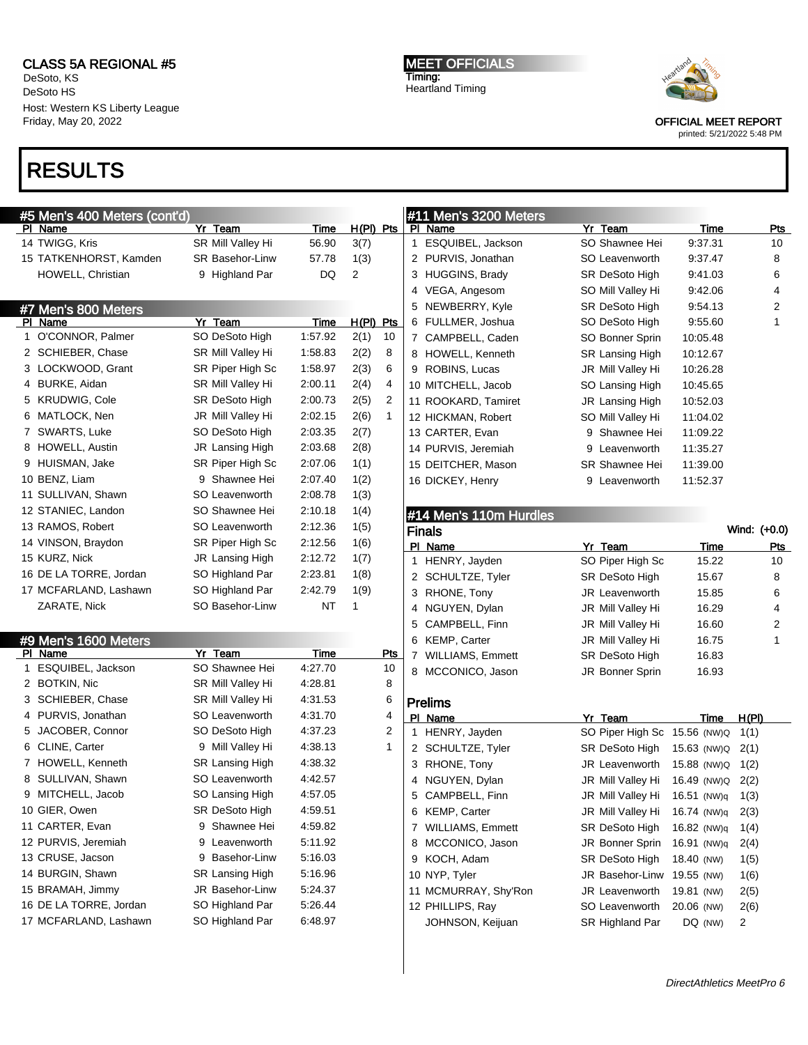CLASS 5A REGIONAL #5
DeSoto, KS
DeSoto HS
Host: Western KS Liberty League
Friday, May 20, 2022

MEET OFFICIALS
Timing:
Heartland Timing

OFFICIAL MEET REPORT
printed: 5/21/2022 5:48 PM

# RESULTS

## #5 Men's 400 Meters (cont'd)

| Pl | Name | Yr | Team | Time | H(Pl) | Pts |
|---|---|---|---|---|---|---|
| 14 | TWIGG, Kris | SR | Mill Valley Hi | 56.90 | 3(7) | |
| 15 | TATKENHORST, Kamden | SR | Basehor-Linw | 57.78 | 1(3) | |
| | HOWELL, Christian | 9 | Highland Par | DQ | 2 | |

## #7 Men's 800 Meters

| Pl | Name | Yr | Team | Time | H(Pl) | Pts |
|---|---|---|---|---|---|---|
| 1 | O'CONNOR, Palmer | SO | DeSoto High | 1:57.92 | 2(1) | 10 |
| 2 | SCHIEBER, Chase | SR | Mill Valley Hi | 1:58.83 | 2(2) | 8 |
| 3 | LOCKWOOD, Grant | SR | Piper High Sc | 1:58.97 | 2(3) | 6 |
| 4 | BURKE, Aidan | SR | Mill Valley Hi | 2:00.11 | 2(4) | 4 |
| 5 | KRUDWIG, Cole | SR | DeSoto High | 2:00.73 | 2(5) | 2 |
| 6 | MATLOCK, Nen | JR | Mill Valley Hi | 2:02.15 | 2(6) | 1 |
| 7 | SWARTS, Luke | SO | DeSoto High | 2:03.35 | 2(7) | |
| 8 | HOWELL, Austin | JR | Lansing High | 2:03.68 | 2(8) | |
| 9 | HUISMAN, Jake | SR | Piper High Sc | 2:07.06 | 1(1) | |
| 10 | BENZ, Liam | 9 | Shawnee Hei | 2:07.40 | 1(2) | |
| 11 | SULLIVAN, Shawn | SO | Leavenworth | 2:08.78 | 1(3) | |
| 12 | STANIEC, Landon | SO | Shawnee Hei | 2:10.18 | 1(4) | |
| 13 | RAMOS, Robert | SO | Leavenworth | 2:12.36 | 1(5) | |
| 14 | VINSON, Braydon | SR | Piper High Sc | 2:12.56 | 1(6) | |
| 15 | KURZ, Nick | JR | Lansing High | 2:12.72 | 1(7) | |
| 16 | DE LA TORRE, Jordan | SO | Highland Par | 2:23.81 | 1(8) | |
| 17 | MCFARLAND, Lashawn | SO | Highland Par | 2:42.79 | 1(9) | |
| | ZARATE, Nick | SO | Basehor-Linw | NT | 1 | |

## #9 Men's 1600 Meters

| Pl | Name | Yr | Team | Time | Pts |
|---|---|---|---|---|---|
| 1 | ESQUIBEL, Jackson | SO | Shawnee Hei | 4:27.70 | 10 |
| 2 | BOTKIN, Nic | SR | Mill Valley Hi | 4:28.81 | 8 |
| 3 | SCHIEBER, Chase | SR | Mill Valley Hi | 4:31.53 | 6 |
| 4 | PURVIS, Jonathan | SO | Leavenworth | 4:31.70 | 4 |
| 5 | JACOBER, Connor | SO | DeSoto High | 4:37.23 | 2 |
| 6 | CLINE, Carter | 9 | Mill Valley Hi | 4:38.13 | 1 |
| 7 | HOWELL, Kenneth | SR | Lansing High | 4:38.32 | |
| 8 | SULLIVAN, Shawn | SO | Leavenworth | 4:42.57 | |
| 9 | MITCHELL, Jacob | SO | Lansing High | 4:57.05 | |
| 10 | GIER, Owen | SR | DeSoto High | 4:59.51 | |
| 11 | CARTER, Evan | 9 | Shawnee Hei | 4:59.82 | |
| 12 | PURVIS, Jeremiah | 9 | Leavenworth | 5:11.92 | |
| 13 | CRUSE, Jacson | 9 | Basehor-Linw | 5:16.03 | |
| 14 | BURGIN, Shawn | SR | Lansing High | 5:16.96 | |
| 15 | BRAMAH, Jimmy | JR | Basehor-Linw | 5:24.37 | |
| 16 | DE LA TORRE, Jordan | SO | Highland Par | 5:26.44 | |
| 17 | MCFARLAND, Lashawn | SO | Highland Par | 6:48.97 | |

## #11 Men's 3200 Meters

| Pl | Name | Yr | Team | Time | Pts |
|---|---|---|---|---|---|
| 1 | ESQUIBEL, Jackson | SO | Shawnee Hei | 9:37.31 | 10 |
| 2 | PURVIS, Jonathan | SO | Leavenworth | 9:37.47 | 8 |
| 3 | HUGGINS, Brady | SR | DeSoto High | 9:41.03 | 6 |
| 4 | VEGA, Angesom | SO | Mill Valley Hi | 9:42.06 | 4 |
| 5 | NEWBERRY, Kyle | SR | DeSoto High | 9:54.13 | 2 |
| 6 | FULLMER, Joshua | SO | DeSoto High | 9:55.60 | 1 |
| 7 | CAMPBELL, Caden | SO | Bonner Sprin | 10:05.48 | |
| 8 | HOWELL, Kenneth | SR | Lansing High | 10:12.67 | |
| 9 | ROBINS, Lucas | JR | Mill Valley Hi | 10:26.28 | |
| 10 | MITCHELL, Jacob | SO | Lansing High | 10:45.65 | |
| 11 | ROOKARD, Tamiret | JR | Lansing High | 10:52.03 | |
| 12 | HICKMAN, Robert | SO | Mill Valley Hi | 11:04.02 | |
| 13 | CARTER, Evan | 9 | Shawnee Hei | 11:09.22 | |
| 14 | PURVIS, Jeremiah | 9 | Leavenworth | 11:35.27 | |
| 15 | DEITCHER, Mason | SR | Shawnee Hei | 11:39.00 | |
| 16 | DICKEY, Henry | 9 | Leavenworth | 11:52.37 | |

## #14 Men's 110m Hurdles

### Finals

Wind: (+0.0)

| Pl | Name | Yr | Team | Time | Pts |
|---|---|---|---|---|---|
| 1 | HENRY, Jayden | SO | Piper High Sc | 15.22 | 10 |
| 2 | SCHULTZE, Tyler | SR | DeSoto High | 15.67 | 8 |
| 3 | RHONE, Tony | JR | Leavenworth | 15.85 | 6 |
| 4 | NGUYEN, Dylan | JR | Mill Valley Hi | 16.29 | 4 |
| 5 | CAMPBELL, Finn | JR | Mill Valley Hi | 16.60 | 2 |
| 6 | KEMP, Carter | JR | Mill Valley Hi | 16.75 | 1 |
| 7 | WILLIAMS, Emmett | SR | DeSoto High | 16.83 | |
| 8 | MCCONICO, Jason | JR | Bonner Sprin | 16.93 | |

### Prelims

| Pl | Name | Yr | Team | Time | H(Pl) |
|---|---|---|---|---|---|
| 1 | HENRY, Jayden | SO | Piper High Sc | 15.56 (NW)Q | 1(1) |
| 2 | SCHULTZE, Tyler | SR | DeSoto High | 15.63 (NW)Q | 2(1) |
| 3 | RHONE, Tony | JR | Leavenworth | 15.88 (NW)Q | 1(2) |
| 4 | NGUYEN, Dylan | JR | Mill Valley Hi | 16.49 (NW)Q | 2(2) |
| 5 | CAMPBELL, Finn | JR | Mill Valley Hi | 16.51 (NW)q | 1(3) |
| 6 | KEMP, Carter | JR | Mill Valley Hi | 16.74 (NW)q | 2(3) |
| 7 | WILLIAMS, Emmett | SR | DeSoto High | 16.82 (NW)q | 1(4) |
| 8 | MCCONICO, Jason | JR | Bonner Sprin | 16.91 (NW)q | 2(4) |
| 9 | KOCH, Adam | SR | DeSoto High | 18.40 (NW) | 1(5) |
| 10 | NYP, Tyler | JR | Basehor-Linw | 19.55 (NW) | 1(6) |
| 11 | MCMURRAY, Shy'Ron | JR | Leavenworth | 19.81 (NW) | 2(5) |
| 12 | PHILLIPS, Ray | SO | Leavenworth | 20.06 (NW) | 2(6) |
| | JOHNSON, Keijuan | SR | Highland Par | DQ (NW) | 2 |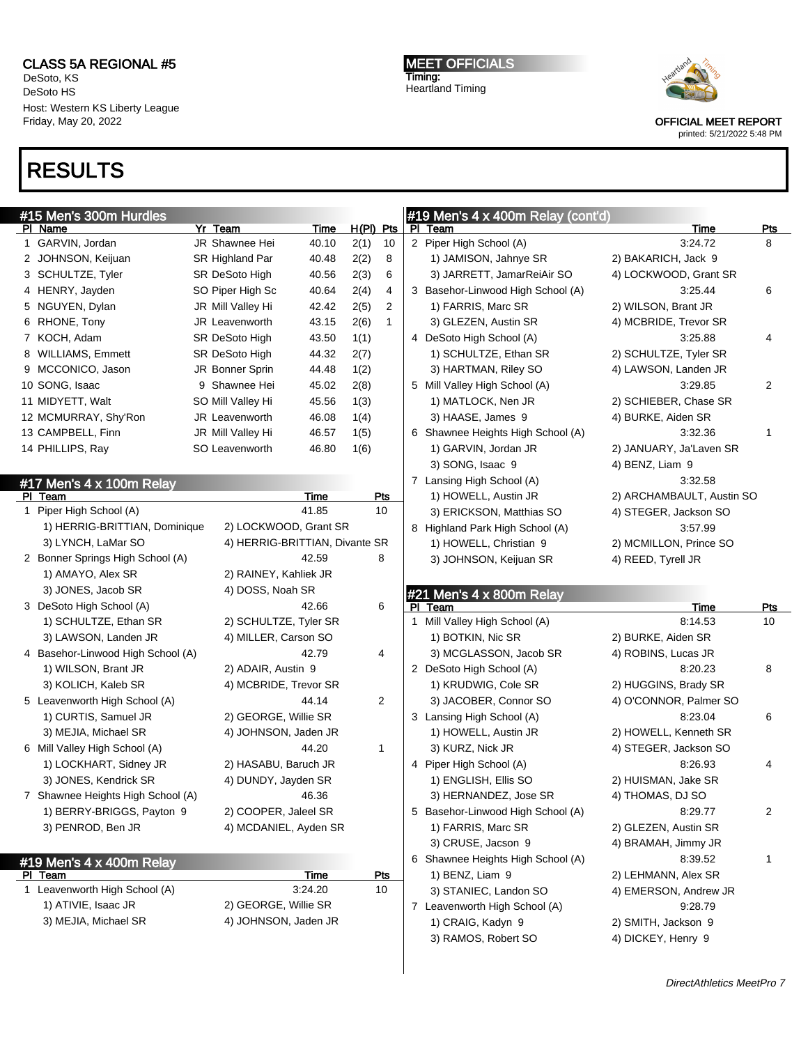# CLASS 5A REGIONAL #5

DeSoto, KS
DeSoto HS
Host: Western KS Liberty League
Friday, May 20, 2022

**MEET OFFICIALS**
Timing:
Heartland Timing

OFFICIAL MEET REPORT
printed: 5/21/2022 5:48 PM

# RESULTS

## #15 Men's 300m Hurdles

| Pl | Name | Yr | Team | Time | H(Pl) | Pts |
|---|---|---|---|---|---|---|
| 1 | GARVIN, Jordan | JR | Shawnee Hei | 40.10 | 2(1) | 10 |
| 2 | JOHNSON, Keijuan | SR | Highland Par | 40.48 | 2(2) | 8 |
| 3 | SCHULTZE, Tyler | SR | DeSoto High | 40.56 | 2(3) | 6 |
| 4 | HENRY, Jayden | SO | Piper High Sc | 40.64 | 2(4) | 4 |
| 5 | NGUYEN, Dylan | JR | Mill Valley Hi | 42.42 | 2(5) | 2 |
| 6 | RHONE, Tony | JR | Leavenworth | 43.15 | 2(6) | 1 |
| 7 | KOCH, Adam | SR | DeSoto High | 43.50 | 1(1) | |
| 8 | WILLIAMS, Emmett | SR | DeSoto High | 44.32 | 2(7) | |
| 9 | MCCONICO, Jason | JR | Bonner Sprin | 44.48 | 1(2) | |
| 10 | SONG, Isaac | 9 | Shawnee Hei | 45.02 | 2(8) | |
| 11 | MIDYETT, Walt | SO | Mill Valley Hi | 45.56 | 1(3) | |
| 12 | MCMURRAY, Shy'Ron | JR | Leavenworth | 46.08 | 1(4) | |
| 13 | CAMPBELL, Finn | JR | Mill Valley Hi | 46.57 | 1(5) | |
| 14 | PHILLIPS, Ray | SO | Leavenworth | 46.80 | 1(6) | |

## #17 Men's 4 x 100m Relay

| Pl | Team | Time | Pts |
|---|---|---|---|
| 1 | Piper High School (A) | 41.85 | 10 |
| | 1) HERRIG-BRITTIAN, Dominique; 2) LOCKWOOD, Grant SR; 3) LYNCH, LaMar SO; 4) HERRIG-BRITTIAN, Divante SR | | |
| 2 | Bonner Springs High School (A) | 42.59 | 8 |
| | 1) AMAYO, Alex SR; 2) RAINEY, Kahliek JR; 3) JONES, Jacob SR; 4) DOSS, Noah SR | | |
| 3 | DeSoto High School (A) | 42.66 | 6 |
| | 1) SCHULTZE, Ethan SR; 2) SCHULTZE, Tyler SR; 3) LAWSON, Landen JR; 4) MILLER, Carson SO | | |
| 4 | Basehor-Linwood High School (A) | 42.79 | 4 |
| | 1) WILSON, Brant JR; 2) ADAIR, Austin 9; 3) KOLICH, Kaleb SR; 4) MCBRIDE, Trevor SR | | |
| 5 | Leavenworth High School (A) | 44.14 | 2 |
| | 1) CURTIS, Samuel JR; 2) GEORGE, Willie SR; 3) MEJIA, Michael SR; 4) JOHNSON, Jaden JR | | |
| 6 | Mill Valley High School (A) | 44.20 | 1 |
| | 1) LOCKHART, Sidney JR; 2) HASABU, Baruch JR; 3) JONES, Kendrick SR; 4) DUNDY, Jayden SR | | |
| 7 | Shawnee Heights High School (A) | 46.36 | |
| | 1) BERRY-BRIGGS, Payton 9; 2) COOPER, Jaleel SR; 3) PENROD, Ben JR; 4) MCDANIEL, Ayden SR | | |

## #19 Men's 4 x 400m Relay

| Pl | Team | Time | Pts |
|---|---|---|---|
| 1 | Leavenworth High School (A) | 3:24.20 | 10 |
| | 1) ATIVIE, Isaac JR; 2) GEORGE, Willie SR; 3) MEJIA, Michael SR; 4) JOHNSON, Jaden JR | | |
| 2 | Piper High School (A) | 3:24.72 | 8 |
| | 1) JAMISON, Jahnye SR; 2) BAKARICH, Jack 9; 3) JARRETT, JamarReiAir SO; 4) LOCKWOOD, Grant SR | | |
| 3 | Basehor-Linwood High School (A) | 3:25.44 | 6 |
| | 1) FARRIS, Marc SR; 2) WILSON, Brant JR; 3) GLEZEN, Austin SR; 4) MCBRIDE, Trevor SR | | |
| 4 | DeSoto High School (A) | 3:25.88 | 4 |
| | 1) SCHULTZE, Ethan SR; 2) SCHULTZE, Tyler SR; 3) HARTMAN, Riley SO; 4) LAWSON, Landen JR | | |
| 5 | Mill Valley High School (A) | 3:29.85 | 2 |
| | 1) MATLOCK, Nen JR; 2) SCHIEBER, Chase SR; 3) HAASE, James 9; 4) BURKE, Aiden SR | | |
| 6 | Shawnee Heights High School (A) | 3:32.36 | 1 |
| | 1) GARVIN, Jordan JR; 2) JANUARY, Ja'Laven SR; 3) SONG, Isaac 9; 4) BENZ, Liam 9 | | |
| 7 | Lansing High School (A) | 3:32.58 | |
| | 1) HOWELL, Austin JR; 2) ARCHAMBAULT, Austin SO; 3) ERICKSON, Matthias SO; 4) STEGER, Jackson SO | | |
| 8 | Highland Park High School (A) | 3:57.99 | |
| | 1) HOWELL, Christian 9; 2) MCMILLON, Prince SO; 3) JOHNSON, Keijuan SR; 4) REED, Tyrell JR | | |

## #21 Men's 4 x 800m Relay

| Pl | Team | Time | Pts |
|---|---|---|---|
| 1 | Mill Valley High School (A) | 8:14.53 | 10 |
| | 1) BOTKIN, Nic SR; 2) BURKE, Aiden SR; 3) MCGLASSON, Jacob SR; 4) ROBINS, Lucas JR | | |
| 2 | DeSoto High School (A) | 8:20.23 | 8 |
| | 1) KRUDWIG, Cole SR; 2) HUGGINS, Brady SR; 3) JACOBER, Connor SO; 4) O'CONNOR, Palmer SO | | |
| 3 | Lansing High School (A) | 8:23.04 | 6 |
| | 1) HOWELL, Austin JR; 2) HOWELL, Kenneth SR; 3) KURZ, Nick JR; 4) STEGER, Jackson SO | | |
| 4 | Piper High School (A) | 8:26.93 | 4 |
| | 1) ENGLISH, Ellis SO; 2) HUISMAN, Jake SR; 3) HERNANDEZ, Jose SR; 4) THOMAS, DJ SO | | |
| 5 | Basehor-Linwood High School (A) | 8:29.77 | 2 |
| | 1) FARRIS, Marc SR; 2) GLEZEN, Austin SR; 3) CRUSE, Jacson 9; 4) BRAMAH, Jimmy JR | | |
| 6 | Shawnee Heights High School (A) | 8:39.52 | 1 |
| | 1) BENZ, Liam 9; 2) LEHMANN, Alex SR; 3) STANIEC, Landon SO; 4) EMERSON, Andrew JR | | |
| 7 | Leavenworth High School (A) | 9:28.79 | |
| | 1) CRAIG, Kadyn 9; 2) SMITH, Jackson 9; 3) RAMOS, Robert SO; 4) DICKEY, Henry 9 | | |

DirectAthletics MeetPro 7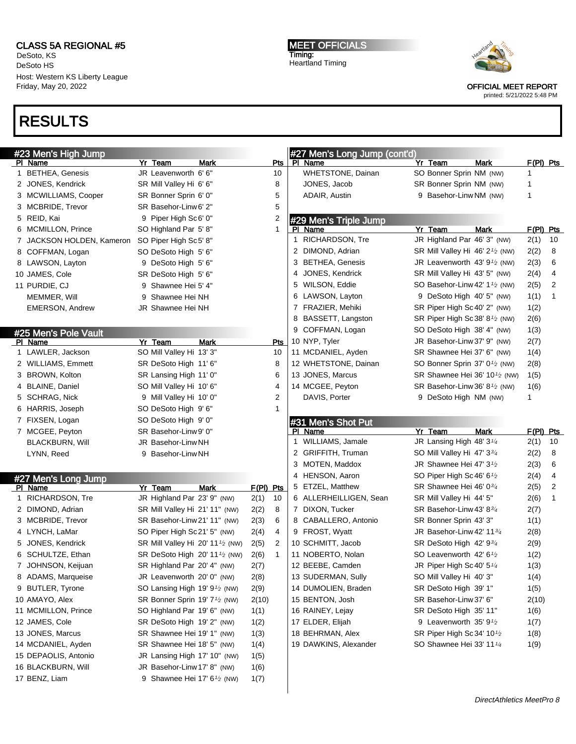CLASS 5A REGIONAL #5
DeSoto, KS
DeSoto HS
Host: Western KS Liberty League
Friday, May 20, 2022

MEET OFFICIALS
Timing:
Heartland Timing

OFFICIAL MEET REPORT
printed: 5/21/2022 5:48 PM

# RESULTS

## #23 Men's High Jump

| Pl | Name | Yr | Team | Mark | Pts |
|---|---|---|---|---|---|
| 1 | BETHEA, Genesis | JR | Leavenworth | 6' 6" | 10 |
| 2 | JONES, Kendrick | SR | Mill Valley Hi | 6' 6" | 8 |
| 3 | MCWILLIAMS, Cooper | SR | Bonner Sprin | 6' 0" | 5 |
| 3 | MCBRIDE, Trevor | SR | Basehor-Linw | 6' 2" | 5 |
| 5 | REID, Kai | 9 | Piper High Sc | 6' 0" | 2 |
| 6 | MCMILLON, Prince | SO | Highland Par | 5' 8" | 1 |
| 7 | JACKSON HOLDEN, Kameron | SO | Piper High Sc | 5' 8" | |
| 8 | COFFMAN, Logan | SO | DeSoto High | 5' 6" | |
| 8 | LAWSON, Layton | 9 | DeSoto High | 5' 6" | |
| 10 | JAMES, Cole | SR | DeSoto High | 5' 6" | |
| 11 | PURDIE, CJ | 9 | Shawnee Hei | 5' 4" | |
| | MEMMER, Will | 9 | Shawnee Hei | NH | |
| | EMERSON, Andrew | JR | Shawnee Hei | NH | |

## #25 Men's Pole Vault

| Pl | Name | Yr | Team | Mark | Pts |
|---|---|---|---|---|---|
| 1 | LAWLER, Jackson | SO | Mill Valley Hi | 13' 3" | 10 |
| 2 | WILLIAMS, Emmett | SR | DeSoto High | 11' 6" | 8 |
| 3 | BROWN, Kolton | SR | Lansing High | 11' 0" | 6 |
| 4 | BLAINE, Daniel | SO | Mill Valley Hi | 10' 6" | 4 |
| 5 | SCHRAG, Nick | 9 | Mill Valley Hi | 10' 0" | 2 |
| 6 | HARRIS, Joseph | SO | DeSoto High | 9' 6" | 1 |
| 7 | FIXSEN, Logan | SO | DeSoto High | 9' 0" | |
| 7 | MCGEE, Peyton | SR | Basehor-Linw | 9' 0" | |
| | BLACKBURN, Will | JR | Basehor-Linw | NH | |
| | LYNN, Reed | 9 | Basehor-Linw | NH | |

## #27 Men's Long Jump

| Pl | Name | Yr | Team | Mark | F(Pl) | Pts |
|---|---|---|---|---|---|---|
| 1 | RICHARDSON, Tre | JR | Highland Par | 23' 9" (NW) | 2(1) | 10 |
| 2 | DIMOND, Adrian | SR | Mill Valley Hi | 21' 11" (NW) | 2(2) | 8 |
| 3 | MCBRIDE, Trevor | SR | Basehor-Linw | 21' 11" (NW) | 2(3) | 6 |
| 4 | LYNCH, LaMar | SO | Piper High Sc | 21' 5" (NW) | 2(4) | 4 |
| 5 | JONES, Kendrick | SR | Mill Valley Hi | 20' 11½ (NW) | 2(5) | 2 |
| 6 | SCHULTZE, Ethan | SR | DeSoto High | 20' 11½ (NW) | 2(6) | 1 |
| 7 | JOHNSON, Keijuan | SR | Highland Par | 20' 4" (NW) | 2(7) | |
| 8 | ADAMS, Marqueise | JR | Leavenworth | 20' 0" (NW) | 2(8) | |
| 9 | BUTLER, Tyrone | SO | Lansing High | 19' 9½ (NW) | 2(9) | |
| 10 | AMAYO, Alex | SR | Bonner Sprin | 19' 7½ (NW) | 2(10) | |
| 11 | MCMILLON, Prince | SO | Highland Par | 19' 6" (NW) | 1(1) | |
| 12 | JAMES, Cole | SR | DeSoto High | 19' 2" (NW) | 1(2) | |
| 13 | JONES, Marcus | SR | Shawnee Hei | 19' 1" (NW) | 1(3) | |
| 14 | MCDANIEL, Ayden | SR | Shawnee Hei | 18' 5" (NW) | 1(4) | |
| 15 | DEPAOLIS, Antonio | JR | Lansing High | 17' 10" (NW) | 1(5) | |
| 16 | BLACKBURN, Will | JR | Basehor-Linw | 17' 8" (NW) | 1(6) | |
| 17 | BENZ, Liam | 9 | Shawnee Hei | 17' 6½ (NW) | 1(7) | |
| | WHETSTONE, Dainan | SO | Bonner Sprin | NM (NW) | 1 | |
| | JONES, Jacob | SR | Bonner Sprin | NM (NW) | 1 | |
| | ADAIR, Austin | 9 | Basehor-Linw | NM (NW) | 1 | |

## #29 Men's Triple Jump

| Pl | Name | Yr | Team | Mark | F(Pl) | Pts |
|---|---|---|---|---|---|---|
| 1 | RICHARDSON, Tre | JR | Highland Par | 46' 3" (NW) | 2(1) | 10 |
| 2 | DIMOND, Adrian | SR | Mill Valley Hi | 46' 2½ (NW) | 2(2) | 8 |
| 3 | BETHEA, Genesis | JR | Leavenworth | 43' 9½ (NW) | 2(3) | 6 |
| 4 | JONES, Kendrick | SR | Mill Valley Hi | 43' 5" (NW) | 2(4) | 4 |
| 5 | WILSON, Eddie | SO | Basehor-Linw | 42' 1½ (NW) | 2(5) | 2 |
| 6 | LAWSON, Layton | 9 | DeSoto High | 40' 5" (NW) | 1(1) | 1 |
| 7 | FRAZIER, Mehiki | SR | Piper High Sc | 40' 2" (NW) | 1(2) | |
| 8 | BASSETT, Langston | SR | Piper High Sc | 38' 8½ (NW) | 2(6) | |
| 9 | COFFMAN, Logan | SO | DeSoto High | 38' 4" (NW) | 1(3) | |
| 10 | NYP, Tyler | JR | Basehor-Linw | 37' 9" (NW) | 2(7) | |
| 11 | MCDANIEL, Ayden | SR | Shawnee Hei | 37' 6" (NW) | 1(4) | |
| 12 | WHETSTONE, Dainan | SO | Bonner Sprin | 37' 0½ (NW) | 2(8) | |
| 13 | JONES, Marcus | SR | Shawnee Hei | 36' 10½ (NW) | 1(5) | |
| 14 | MCGEE, Peyton | SR | Basehor-Linw | 36' 8½ (NW) | 1(6) | |
| | DAVIS, Porter | 9 | DeSoto High | NM (NW) | 1 | |

## #31 Men's Shot Put

| Pl | Name | Yr | Team | Mark | F(Pl) | Pts |
|---|---|---|---|---|---|---|
| 1 | WILLIAMS, Jamale | JR | Lansing High | 48' 3¼ | 2(1) | 10 |
| 2 | GRIFFITH, Truman | SO | Mill Valley Hi | 47' 3¾ | 2(2) | 8 |
| 3 | MOTEN, Maddox | JR | Shawnee Hei | 47' 3½ | 2(3) | 6 |
| 4 | HENSON, Aaron | SO | Piper High Sc | 46' 6½ | 2(4) | 4 |
| 5 | ETZEL, Matthew | SR | Shawnee Hei | 46' 0¾ | 2(5) | 2 |
| 6 | ALLERHEILLIGEN, Sean | SR | Mill Valley Hi | 44' 5" | 2(6) | 1 |
| 7 | DIXON, Tucker | SR | Basehor-Linw | 43' 8¾ | 2(7) | |
| 8 | CABALLERO, Antonio | SR | Bonner Sprin | 43' 3" | 1(1) | |
| 9 | FROST, Wyatt | JR | Basehor-Linw | 42' 11¾ | 2(8) | |
| 10 | SCHMITT, Jacob | SR | DeSoto High | 42' 9¾ | 2(9) | |
| 11 | NOBERTO, Nolan | SO | Leavenworth | 42' 6½ | 1(2) | |
| 12 | BEEBE, Camden | JR | Piper High Sc | 40' 5¼ | 1(3) | |
| 13 | SUDERMAN, Sully | SO | Mill Valley Hi | 40' 3" | 1(4) | |
| 14 | DUMOLIEN, Braden | SR | DeSoto High | 39' 1" | 1(5) | |
| 15 | BENTON, Josh | SR | Basehor-Linw | 37' 6" | 2(10) | |
| 16 | RAINEY, Lejay | SR | DeSoto High | 35' 11" | 1(6) | |
| 17 | ELDER, Elijah | 9 | Leavenworth | 35' 9½ | 1(7) | |
| 18 | BEHRMAN, Alex | SR | Piper High Sc | 34' 10½ | 1(8) | |
| 19 | DAWKINS, Alexander | SO | Shawnee Hei | 33' 11¼ | 1(9) | |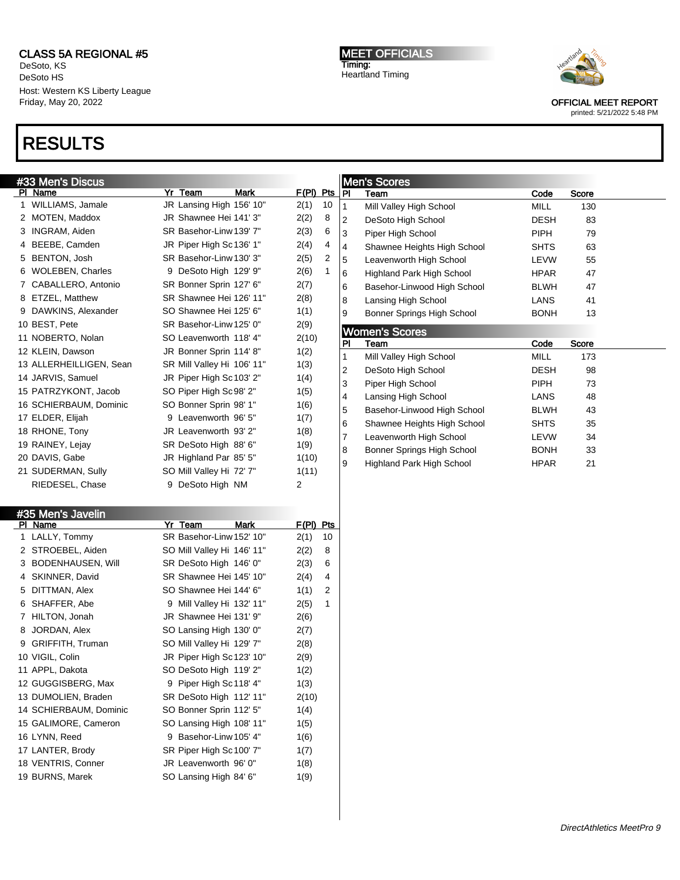CLASS 5A REGIONAL #5
DeSoto, KS
DeSoto HS
Host: Western KS Liberty League
Friday, May 20, 2022

MEET OFFICIALS
Timing:
Heartland Timing

OFFICIAL MEET REPORT
printed: 5/21/2022 5:48 PM

# RESULTS

## #33 Men's Discus

| Pl | Name | Yr | Team | Mark | F(Pl) | Pts |
|---|---|---|---|---|---|---|
| 1 | WILLIAMS, Jamale | JR | Lansing High | 156' 10" | 2(1) | 10 |
| 2 | MOTEN, Maddox | JR | Shawnee Hei | 141' 3" | 2(2) | 8 |
| 3 | INGRAM, Aiden | SR | Basehor-Linw | 139' 7" | 2(3) | 6 |
| 4 | BEEBE, Camden | JR | Piper High Sc | 136' 1" | 2(4) | 4 |
| 5 | BENTON, Josh | SR | Basehor-Linw | 130' 3" | 2(5) | 2 |
| 6 | WOLEBEN, Charles | 9 | DeSoto High | 129' 9" | 2(6) | 1 |
| 7 | CABALLERO, Antonio | SR | Bonner Sprin | 127' 6" | 2(7) | |
| 8 | ETZEL, Matthew | SR | Shawnee Hei | 126' 11" | 2(8) | |
| 9 | DAWKINS, Alexander | SO | Shawnee Hei | 125' 6" | 1(1) | |
| 10 | BEST, Pete | SR | Basehor-Linw | 125' 0" | 2(9) | |
| 11 | NOBERTO, Nolan | SO | Leavenworth | 118' 4" | 2(10) | |
| 12 | KLEIN, Dawson | JR | Bonner Sprin | 114' 8" | 1(2) | |
| 13 | ALLERHEILLIGEN, Sean | SR | Mill Valley Hi | 106' 11" | 1(3) | |
| 14 | JARVIS, Samuel | JR | Piper High Sc | 103' 2" | 1(4) | |
| 15 | PATRZYKONT, Jacob | SO | Piper High Sc | 98' 2" | 1(5) | |
| 16 | SCHIERBAUM, Dominic | SO | Bonner Sprin | 98' 1" | 1(6) | |
| 17 | ELDER, Elijah | 9 | Leavenworth | 96' 5" | 1(7) | |
| 18 | RHONE, Tony | JR | Leavenworth | 93' 2" | 1(8) | |
| 19 | RAINEY, Lejay | SR | DeSoto High | 88' 6" | 1(9) | |
| 20 | DAVIS, Gabe | JR | Highland Par | 85' 5" | 1(10) | |
| 21 | SUDERMAN, Sully | SO | Mill Valley Hi | 72' 7" | 1(11) | |
| | RIEDESEL, Chase | 9 | DeSoto High | NM | 2 | |

## #35 Men's Javelin

| Pl | Name | Yr | Team | Mark | F(Pl) | Pts |
|---|---|---|---|---|---|---|
| 1 | LALLY, Tommy | SR | Basehor-Linw | 152' 10" | 2(1) | 10 |
| 2 | STROEBEL, Aiden | SO | Mill Valley Hi | 146' 11" | 2(2) | 8 |
| 3 | BODENHAUSEN, Will | SR | DeSoto High | 146' 0" | 2(3) | 6 |
| 4 | SKINNER, David | SR | Shawnee Hei | 145' 10" | 2(4) | 4 |
| 5 | DITTMAN, Alex | SO | Shawnee Hei | 144' 6" | 1(1) | 2 |
| 6 | SHAFFER, Abe | 9 | Mill Valley Hi | 132' 11" | 2(5) | 1 |
| 7 | HILTON, Jonah | JR | Shawnee Hei | 131' 9" | 2(6) | |
| 8 | JORDAN, Alex | SO | Lansing High | 130' 0" | 2(7) | |
| 9 | GRIFFITH, Truman | SO | Mill Valley Hi | 129' 7" | 2(8) | |
| 10 | VIGIL, Colin | JR | Piper High Sc | 123' 10" | 2(9) | |
| 11 | APPL, Dakota | SO | DeSoto High | 119' 2" | 1(2) | |
| 12 | GUGGISBERG, Max | 9 | Piper High Sc | 118' 4" | 1(3) | |
| 13 | DUMOLIEN, Braden | SR | DeSoto High | 112' 11" | 2(10) | |
| 14 | SCHIERBAUM, Dominic | SO | Bonner Sprin | 112' 5" | 1(4) | |
| 15 | GALIMORE, Cameron | SO | Lansing High | 108' 11" | 1(5) | |
| 16 | LYNN, Reed | 9 | Basehor-Linw | 105' 4" | 1(6) | |
| 17 | LANTER, Brody | SR | Piper High Sc | 100' 7" | 1(7) | |
| 18 | VENTRIS, Conner | JR | Leavenworth | 96' 0" | 1(8) | |
| 19 | BURNS, Marek | SO | Lansing High | 84' 6" | 1(9) | |

## Men's Scores

| Pl | Team | Code | Score |
|---|---|---|---|
| 1 | Mill Valley High School | MILL | 130 |
| 2 | DeSoto High School | DESH | 83 |
| 3 | Piper High School | PIPH | 79 |
| 4 | Shawnee Heights High School | SHTS | 63 |
| 5 | Leavenworth High School | LEVW | 55 |
| 6 | Highland Park High School | HPAR | 47 |
| 6 | Basehor-Linwood High School | BLWH | 47 |
| 8 | Lansing High School | LANS | 41 |
| 9 | Bonner Springs High School | BONH | 13 |

## Women's Scores

| Pl | Team | Code | Score |
|---|---|---|---|
| 1 | Mill Valley High School | MILL | 173 |
| 2 | DeSoto High School | DESH | 98 |
| 3 | Piper High School | PIPH | 73 |
| 4 | Lansing High School | LANS | 48 |
| 5 | Basehor-Linwood High School | BLWH | 43 |
| 6 | Shawnee Heights High School | SHTS | 35 |
| 7 | Leavenworth High School | LEVW | 34 |
| 8 | Bonner Springs High School | BONH | 33 |
| 9 | Highland Park High School | HPAR | 21 |

*DirectAthletics MeetPro 9*